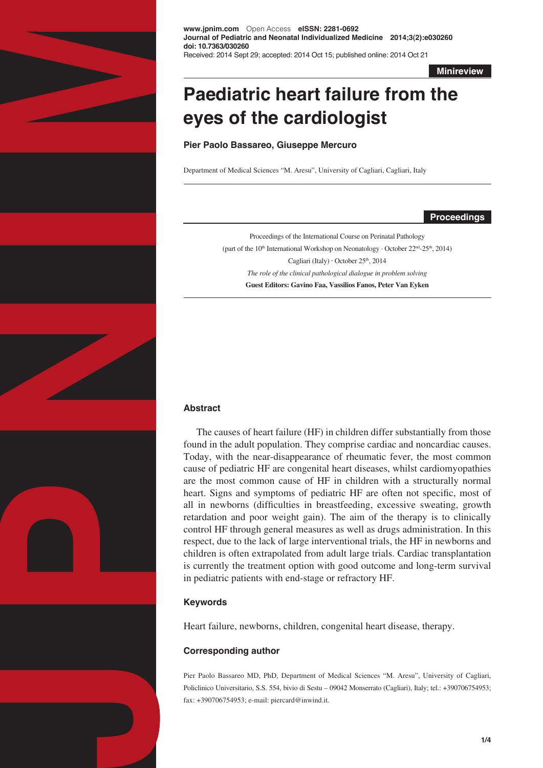**Minireview**

# Paediatric heart failure from the eyes of the cardiologist

**Pier Paolo Bassareo, Giuseppe Mercuro**

Department of Medical Sciences "M. Aresu", University of Cagliari, Cagliari, Italy

**Proceedings**

Proceedings of the International Course on Perinatal Pathology
(part of the 10[th] International Workshop on Neonatology · October 22[nd]-25[th], 2014)
Cagliari (Italy) · October 25[th], 2014
*The role of the clinical pathological dialogue in problem solving*
**Guest Editors: Gavino Faa, Vassilios Fanos, Peter Van Eyken**

## Abstract

The causes of heart failure (HF) in children differ substantially from those found in the adult population. They comprise cardiac and noncardiac causes. Today, with the near-disappearance of rheumatic fever, the most common cause of pediatric HF are congenital heart diseases, whilst cardiomyopathies are the most common cause of HF in children with a structurally normal heart. Signs and symptoms of pediatric HF are often not specific, most of all in newborns (difficulties in breastfeeding, excessive sweating, growth retardation and poor weight gain). The aim of the therapy is to clinically control HF through general measures as well as drugs administration. In this respect, due to the lack of large interventional trials, the HF in newborns and children is often extrapolated from adult large trials. Cardiac transplantation is currently the treatment option with good outcome and long-term survival in pediatric patients with end-stage or refractory HF.

## Keywords

Heart failure, newborns, children, congenital heart disease, therapy.

## Corresponding author

Pier Paolo Bassareo MD, PhD, Department of Medical Sciences "M. Aresu", University of Cagliari, Policlinico Universitario, S.S. 554, bivio di Sestu – 09042 Monserrato (Cagliari), Italy; tel.: +390706754953; fax: +390706754953; e-mail: piercard@inwind.it.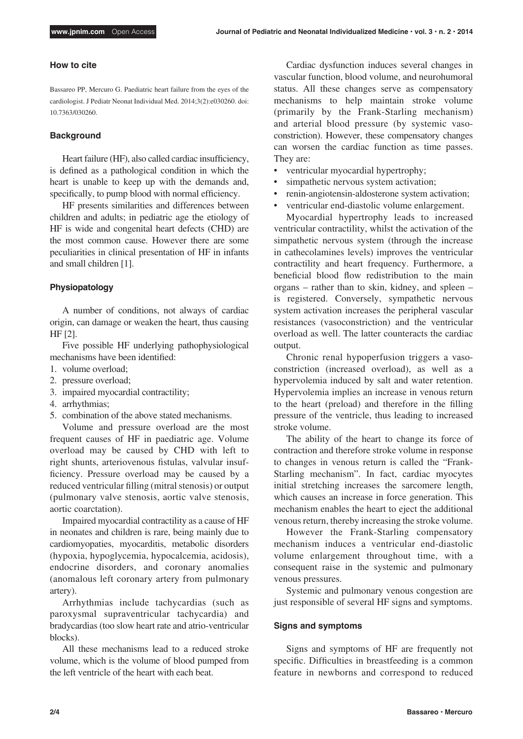### How to cite

Bassareo PP, Mercuro G. Paediatric heart failure from the eyes of the cardiologist. J Pediatr Neonat Individual Med. 2014;3(2):e030260. doi: 10.7363/030260.

### Background

Heart failure (HF), also called cardiac insufficiency, is defined as a pathological condition in which the heart is unable to keep up with the demands and, specifically, to pump blood with normal efficiency.

HF presents similarities and differences between children and adults; in pediatric age the etiology of HF is wide and congenital heart defects (CHD) are the most common cause. However there are some peculiarities in clinical presentation of HF in infants and small children [1].

### Physiopatology

A number of conditions, not always of cardiac origin, can damage or weaken the heart, thus causing HF [2].

Five possible HF underlying pathophysiological mechanisms have been identified:

1. volume overload;
2. pressure overload;
3. impaired myocardial contractility;
4. arrhythmias;
5. combination of the above stated mechanisms.

Volume and pressure overload are the most frequent causes of HF in paediatric age. Volume overload may be caused by CHD with left to right shunts, arteriovenous fistulas, valvular insufficiency. Pressure overload may be caused by a reduced ventricular filling (mitral stenosis) or output (pulmonary valve stenosis, aortic valve stenosis, aortic coarctation).

Impaired myocardial contractility as a cause of HF in neonates and children is rare, being mainly due to cardiomyopaties, myocarditis, metabolic disorders (hypoxia, hypoglycemia, hypocalcemia, acidosis), endocrine disorders, and coronary anomalies (anomalous left coronary artery from pulmonary artery).

Arrhythmias include tachycardias (such as paroxysmal supraventricular tachycardia) and bradycardias (too slow heart rate and atrio-ventricular blocks).

All these mechanisms lead to a reduced stroke volume, which is the volume of blood pumped from the left ventricle of the heart with each beat.

Cardiac dysfunction induces several changes in vascular function, blood volume, and neurohumoral status. All these changes serve as compensatory mechanisms to help maintain stroke volume (primarily by the Frank-Starling mechanism) and arterial blood pressure (by systemic vasoconstriction). However, these compensatory changes can worsen the cardiac function as time passes. They are:

- ventricular myocardial hypertrophy;
- simpathetic nervous system activation;
- renin-angiotensin-aldosterone system activation;
- ventricular end-diastolic volume enlargement.

Myocardial hypertrophy leads to increased ventricular contractility, whilst the activation of the simpathetic nervous system (through the increase in cathecolamines levels) improves the ventricular contractility and heart frequency. Furthermore, a beneficial blood flow redistribution to the main organs – rather than to skin, kidney, and spleen – is registered. Conversely, sympathetic nervous system activation increases the peripheral vascular resistances (vasoconstriction) and the ventricular overload as well. The latter counteracts the cardiac output.

Chronic renal hypoperfusion triggers a vasoconstriction (increased overload), as well as a hypervolemia induced by salt and water retention. Hypervolemia implies an increase in venous return to the heart (preload) and therefore in the filling pressure of the ventricle, thus leading to increased stroke volume.

The ability of the heart to change its force of contraction and therefore stroke volume in response to changes in venous return is called the "Frank-Starling mechanism". In fact, cardiac myocytes initial stretching increases the sarcomere length, which causes an increase in force generation. This mechanism enables the heart to eject the additional venous return, thereby increasing the stroke volume.

However the Frank-Starling compensatory mechanism induces a ventricular end-diastolic volume enlargement throughout time, with a consequent raise in the systemic and pulmonary venous pressures.

Systemic and pulmonary venous congestion are just responsible of several HF signs and symptoms.

### Signs and symptoms

Signs and symptoms of HF are frequently not specific. Difficulties in breastfeeding is a common feature in newborns and correspond to reduced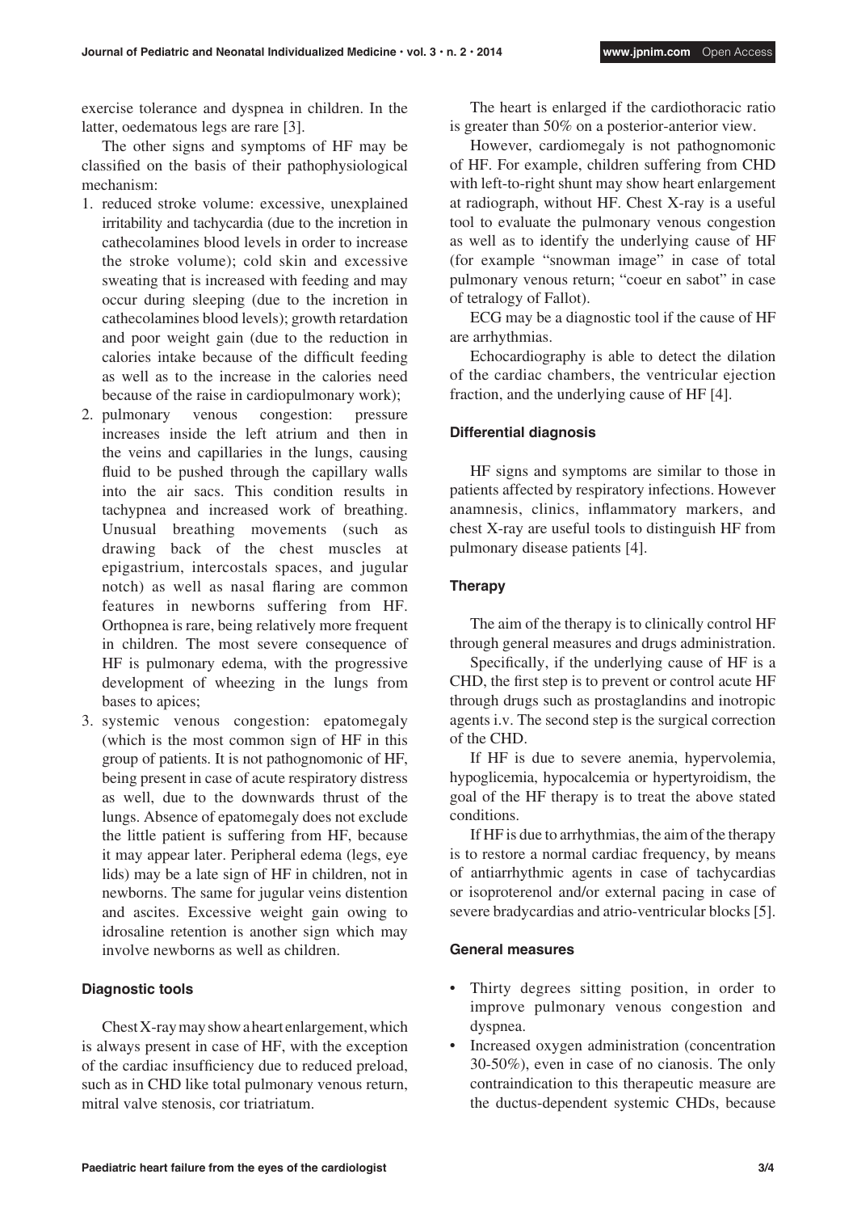exercise tolerance and dyspnea in children. In the latter, oedematous legs are rare [3].

The other signs and symptoms of HF may be classified on the basis of their pathophysiological mechanism:

1. reduced stroke volume: excessive, unexplained irritability and tachycardia (due to the incretion in cathecolamines blood levels in order to increase the stroke volume); cold skin and excessive sweating that is increased with feeding and may occur during sleeping (due to the incretion in cathecolamines blood levels); growth retardation and poor weight gain (due to the reduction in calories intake because of the difficult feeding as well as to the increase in the calories need because of the raise in cardiopulmonary work);
2. pulmonary venous congestion: pressure increases inside the left atrium and then in the veins and capillaries in the lungs, causing fluid to be pushed through the capillary walls into the air sacs. This condition results in tachypnea and increased work of breathing. Unusual breathing movements (such as drawing back of the chest muscles at epigastrium, intercostals spaces, and jugular notch) as well as nasal flaring are common features in newborns suffering from HF. Orthopnea is rare, being relatively more frequent in children. The most severe consequence of HF is pulmonary edema, with the progressive development of wheezing in the lungs from bases to apices;
3. systemic venous congestion: epatomegaly (which is the most common sign of HF in this group of patients. It is not pathognomonic of HF, being present in case of acute respiratory distress as well, due to the downwards thrust of the lungs. Absence of epatomegaly does not exclude the little patient is suffering from HF, because it may appear later. Peripheral edema (legs, eye lids) may be a late sign of HF in children, not in newborns. The same for jugular veins distention and ascites. Excessive weight gain owing to idrosaline retention is another sign which may involve newborns as well as children.

### Diagnostic tools

Chest X-ray may show a heart enlargement, which is always present in case of HF, with the exception of the cardiac insufficiency due to reduced preload, such as in CHD like total pulmonary venous return, mitral valve stenosis, cor triatriatum.

The heart is enlarged if the cardiothoracic ratio is greater than 50% on a posterior-anterior view.

However, cardiomegaly is not pathognomonic of HF. For example, children suffering from CHD with left-to-right shunt may show heart enlargement at radiograph, without HF. Chest X-ray is a useful tool to evaluate the pulmonary venous congestion as well as to identify the underlying cause of HF (for example "snowman image" in case of total pulmonary venous return; "coeur en sabot" in case of tetralogy of Fallot).

ECG may be a diagnostic tool if the cause of HF are arrhythmias.

Echocardiography is able to detect the dilation of the cardiac chambers, the ventricular ejection fraction, and the underlying cause of HF [4].

### Differential diagnosis

HF signs and symptoms are similar to those in patients affected by respiratory infections. However anamnesis, clinics, inflammatory markers, and chest X-ray are useful tools to distinguish HF from pulmonary disease patients [4].

### Therapy

The aim of the therapy is to clinically control HF through general measures and drugs administration.

Specifically, if the underlying cause of HF is a CHD, the first step is to prevent or control acute HF through drugs such as prostaglandins and inotropic agents i.v. The second step is the surgical correction of the CHD.

If HF is due to severe anemia, hypervolemia, hypoglicemia, hypocalcemia or hypertyroidism, the goal of the HF therapy is to treat the above stated conditions.

If HF is due to arrhythmias, the aim of the therapy is to restore a normal cardiac frequency, by means of antiarrhythmic agents in case of tachycardias or isoproterenol and/or external pacing in case of severe bradycardias and atrio-ventricular blocks [5].

### General measures

- Thirty degrees sitting position, in order to improve pulmonary venous congestion and dyspnea.
- Increased oxygen administration (concentration 30-50%), even in case of no cianosis. The only contraindication to this therapeutic measure are the ductus-dependent systemic CHDs, because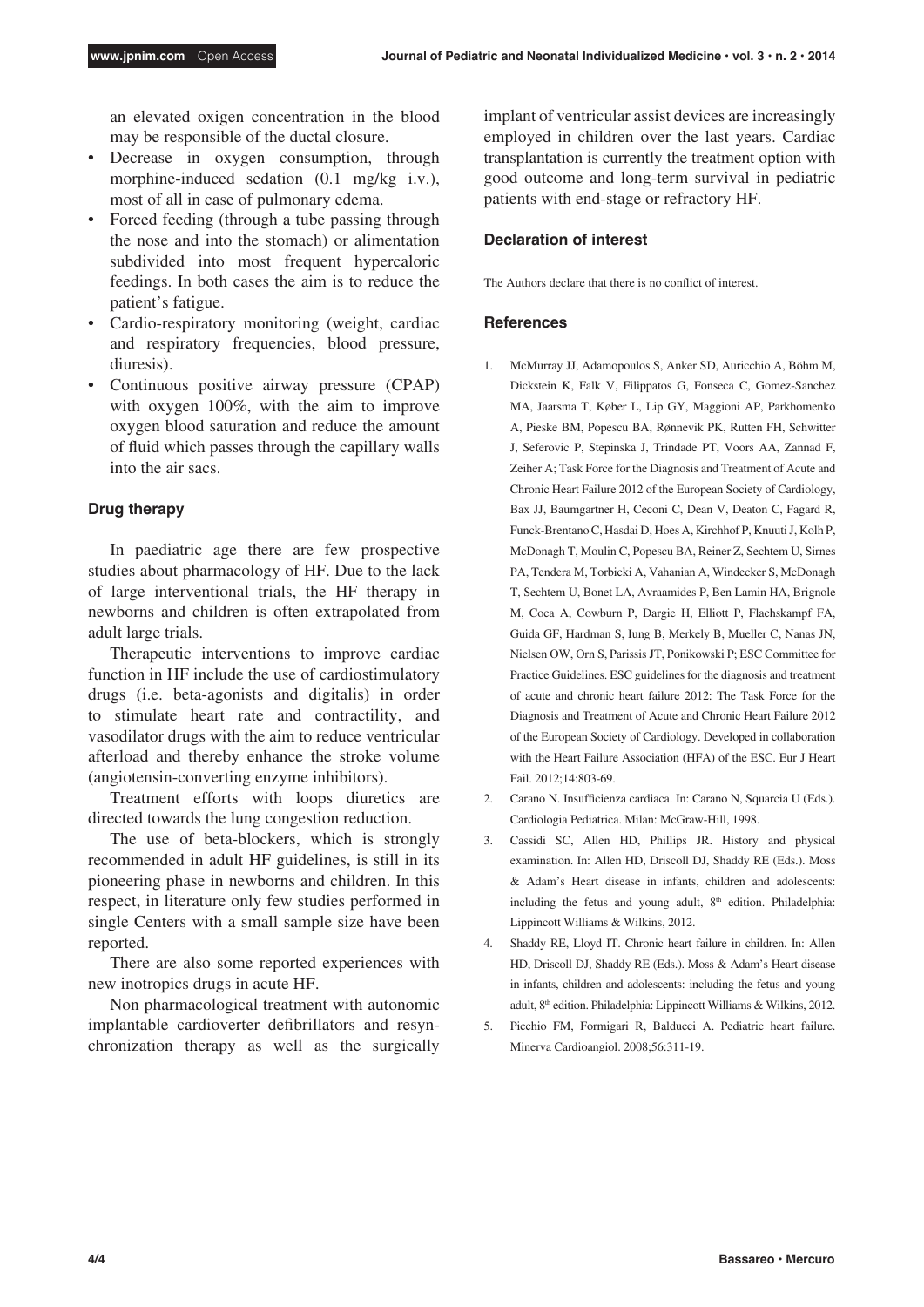an elevated oxigen concentration in the blood may be responsible of the ductal closure.

- Decrease in oxygen consumption, through morphine-induced sedation (0.1 mg/kg i.v.), most of all in case of pulmonary edema.
- Forced feeding (through a tube passing through the nose and into the stomach) or alimentation subdivided into most frequent hypercaloric feedings. In both cases the aim is to reduce the patient's fatigue.
- Cardio-respiratory monitoring (weight, cardiac and respiratory frequencies, blood pressure, diuresis).
- Continuous positive airway pressure (CPAP) with oxygen 100%, with the aim to improve oxygen blood saturation and reduce the amount of fluid which passes through the capillary walls into the air sacs.

### Drug therapy

In paediatric age there are few prospective studies about pharmacology of HF. Due to the lack of large interventional trials, the HF therapy in newborns and children is often extrapolated from adult large trials.

Therapeutic interventions to improve cardiac function in HF include the use of cardiostimulatory drugs (i.e. beta-agonists and digitalis) in order to stimulate heart rate and contractility, and vasodilator drugs with the aim to reduce ventricular afterload and thereby enhance the stroke volume (angiotensin-converting enzyme inhibitors).

Treatment efforts with loops diuretics are directed towards the lung congestion reduction.

The use of beta-blockers, which is strongly recommended in adult HF guidelines, is still in its pioneering phase in newborns and children. In this respect, in literature only few studies performed in single Centers with a small sample size have been reported.

There are also some reported experiences with new inotropics drugs in acute HF.

Non pharmacological treatment with autonomic implantable cardioverter defibrillators and resynchronization therapy as well as the surgically implant of ventricular assist devices are increasingly employed in children over the last years. Cardiac transplantation is currently the treatment option with good outcome and long-term survival in pediatric patients with end-stage or refractory HF.

### Declaration of interest

The Authors declare that there is no conflict of interest.

### References

1. McMurray JJ, Adamopoulos S, Anker SD, Auricchio A, Böhm M, Dickstein K, Falk V, Filippatos G, Fonseca C, Gomez-Sanchez MA, Jaarsma T, Køber L, Lip GY, Maggioni AP, Parkhomenko A, Pieske BM, Popescu BA, Rønnevik PK, Rutten FH, Schwitter J, Seferovic P, Stepinska J, Trindade PT, Voors AA, Zannad F, Zeiher A; Task Force for the Diagnosis and Treatment of Acute and Chronic Heart Failure 2012 of the European Society of Cardiology, Bax JJ, Baumgartner H, Ceconi C, Dean V, Deaton C, Fagard R, Funck-Brentano C, Hasdai D, Hoes A, Kirchhof P, Knuuti J, Kolh P, McDonagh T, Moulin C, Popescu BA, Reiner Z, Sechtem U, Sirnes PA, Tendera M, Torbicki A, Vahanian A, Windecker S, McDonagh T, Sechtem U, Bonet LA, Avraamides P, Ben Lamin HA, Brignole M, Coca A, Cowburn P, Dargie H, Elliott P, Flachskampf FA, Guida GF, Hardman S, Iung B, Merkely B, Mueller C, Nanas JN, Nielsen OW, Orn S, Parissis JT, Ponikowski P; ESC Committee for Practice Guidelines. ESC guidelines for the diagnosis and treatment of acute and chronic heart failure 2012: The Task Force for the Diagnosis and Treatment of Acute and Chronic Heart Failure 2012 of the European Society of Cardiology. Developed in collaboration with the Heart Failure Association (HFA) of the ESC. Eur J Heart Fail. 2012;14:803-69.
2. Carano N. Insufficienza cardiaca. In: Carano N, Squarcia U (Eds.). Cardiologia Pediatrica. Milan: McGraw-Hill, 1998.
3. Cassidi SC, Allen HD, Phillips JR. History and physical examination. In: Allen HD, Driscoll DJ, Shaddy RE (Eds.). Moss & Adam's Heart disease in infants, children and adolescents: including the fetus and young adult, 8th edition. Philadelphia: Lippincott Williams & Wilkins, 2012.
4. Shaddy RE, Lloyd IT. Chronic heart failure in children. In: Allen HD, Driscoll DJ, Shaddy RE (Eds.). Moss & Adam's Heart disease in infants, children and adolescents: including the fetus and young adult, 8th edition. Philadelphia: Lippincott Williams & Wilkins, 2012.
5. Picchio FM, Formigari R, Balducci A. Pediatric heart failure. Minerva Cardioangiol. 2008;56:311-19.